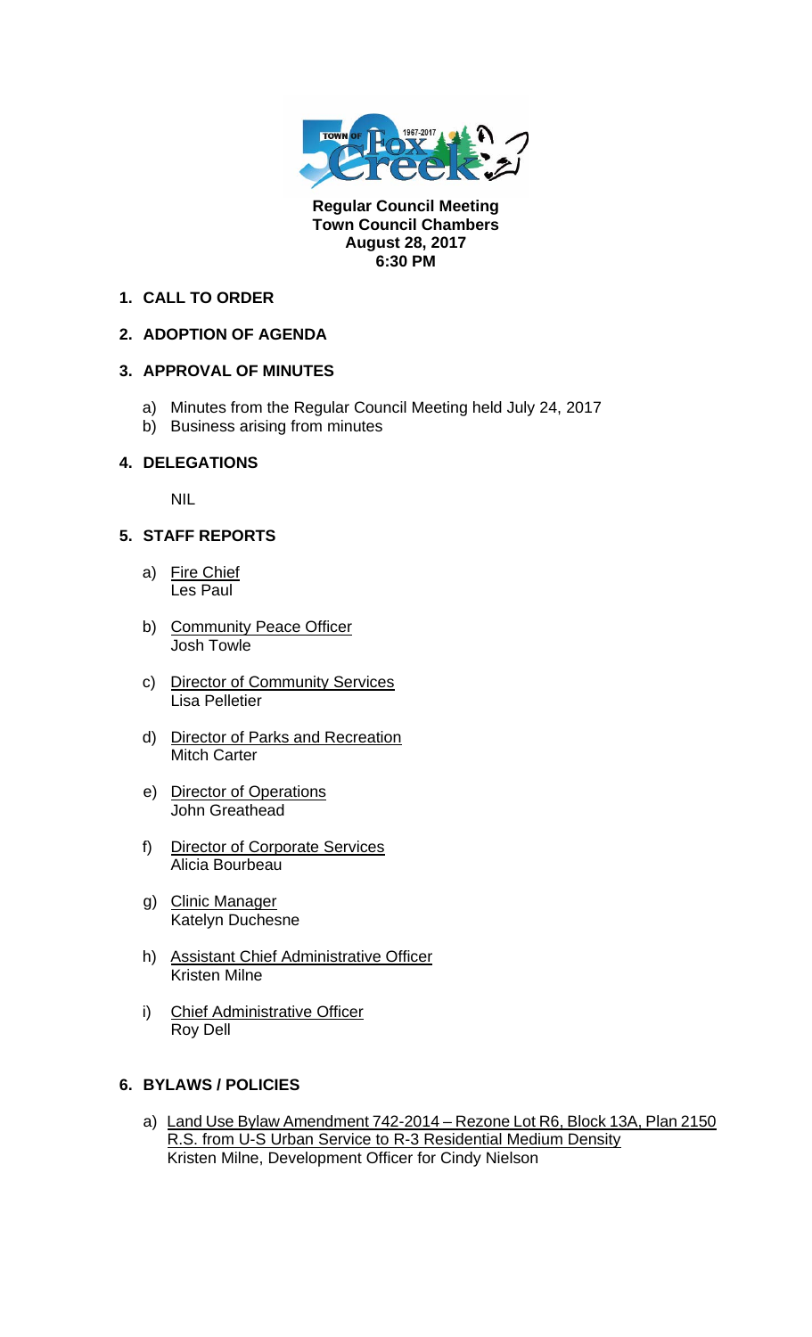**Regular Council Meeting**
**Town Council Chambers**
**August 28, 2017**
**6:30 PM**

## 1. CALL TO ORDER

## 2. ADOPTION OF AGENDA

## 3. APPROVAL OF MINUTES

a) Minutes from the Regular Council Meeting held July 24, 2017
b) Business arising from minutes

## 4. DELEGATIONS

NIL

## 5. STAFF REPORTS

a) Fire Chief
Les Paul

b) Community Peace Officer
Josh Towle

c) Director of Community Services
Lisa Pelletier

d) Director of Parks and Recreation
Mitch Carter

e) Director of Operations
John Greathead

f) Director of Corporate Services
Alicia Bourbeau

g) Clinic Manager
Katelyn Duchesne

h) Assistant Chief Administrative Officer
Kristen Milne

i) Chief Administrative Officer
Roy Dell

## 6. BYLAWS / POLICIES

a) Land Use Bylaw Amendment 742-2014 – Rezone Lot R6, Block 13A, Plan 2150 R.S. from U-S Urban Service to R-3 Residential Medium Density
Kristen Milne, Development Officer for Cindy Nielson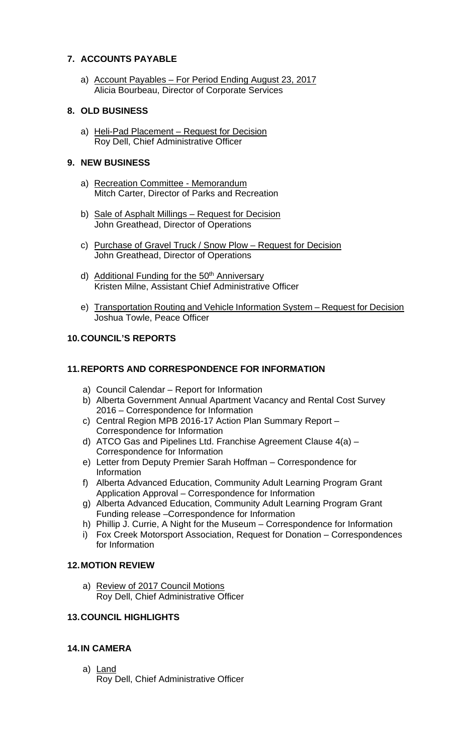## 7. ACCOUNTS PAYABLE

a) Account Payables – For Period Ending August 23, 2017
Alicia Bourbeau, Director of Corporate Services

## 8. OLD BUSINESS

a) Heli-Pad Placement – Request for Decision
Roy Dell, Chief Administrative Officer

## 9. NEW BUSINESS

a) Recreation Committee - Memorandum
Mitch Carter, Director of Parks and Recreation

b) Sale of Asphalt Millings – Request for Decision
John Greathead, Director of Operations

c) Purchase of Gravel Truck / Snow Plow – Request for Decision
John Greathead, Director of Operations

d) Additional Funding for the 50th Anniversary
Kristen Milne, Assistant Chief Administrative Officer

e) Transportation Routing and Vehicle Information System – Request for Decision
Joshua Towle, Peace Officer

## 10. COUNCIL'S REPORTS

## 11. REPORTS AND CORRESPONDENCE FOR INFORMATION

a) Council Calendar – Report for Information
b) Alberta Government Annual Apartment Vacancy and Rental Cost Survey 2016 – Correspondence for Information
c) Central Region MPB 2016-17 Action Plan Summary Report – Correspondence for Information
d) ATCO Gas and Pipelines Ltd. Franchise Agreement Clause 4(a) – Correspondence for Information
e) Letter from Deputy Premier Sarah Hoffman – Correspondence for Information
f) Alberta Advanced Education, Community Adult Learning Program Grant Application Approval – Correspondence for Information
g) Alberta Advanced Education, Community Adult Learning Program Grant Funding release –Correspondence for Information
h) Phillip J. Currie, A Night for the Museum – Correspondence for Information
i) Fox Creek Motorsport Association, Request for Donation – Correspondences for Information

## 12. MOTION REVIEW

a) Review of 2017 Council Motions
Roy Dell, Chief Administrative Officer

## 13. COUNCIL HIGHLIGHTS

## 14. IN CAMERA

a) Land
Roy Dell, Chief Administrative Officer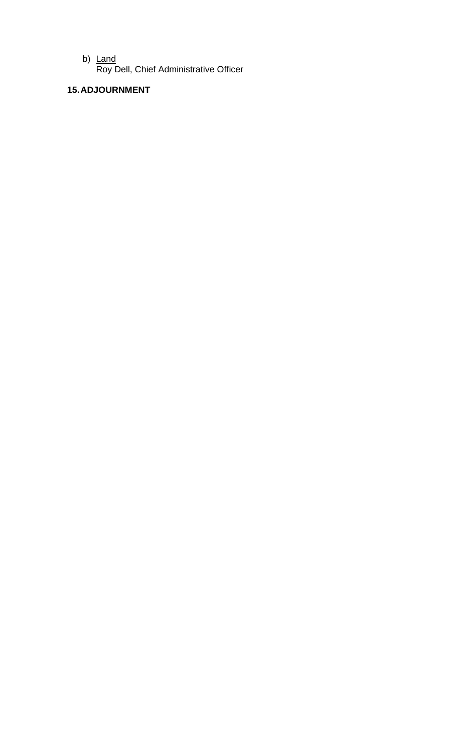b) <u>Land</u>
   Roy Dell, Chief Administrative Officer

**15. ADJOURNMENT**